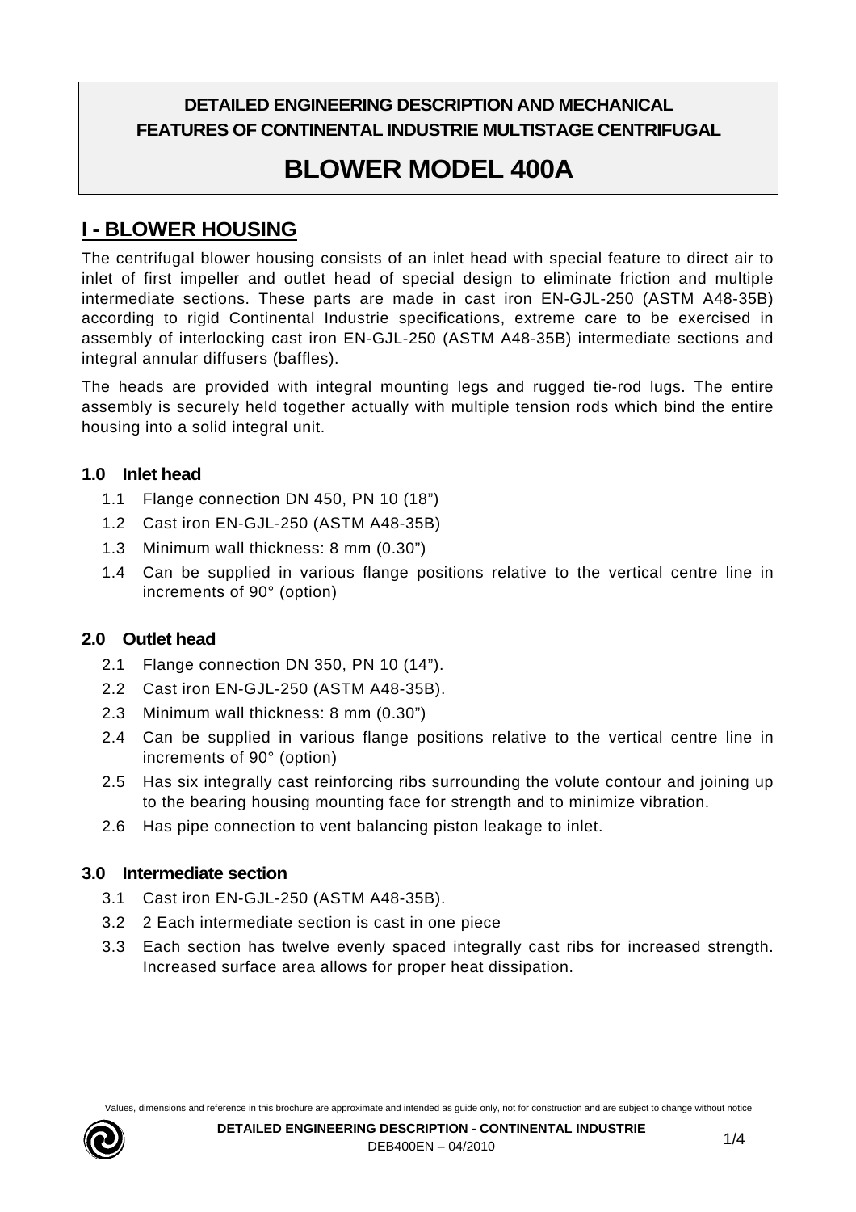# DETAILED ENGINEERING DESCRIPTION AND MECHANICAL FEATURES OF CONTINENTAL INDUSTRIE MULTISTAGE CENTRIFUGAL

# BLOWER MODEL 400A

## I - BLOWER HOUSING

The centrifugal blower housing consists of an inlet head with special feature to direct air to inlet of first impeller and outlet head of special design to eliminate friction and multiple intermediate sections. These parts are made in cast iron EN-GJL-250 (ASTM A48-35B) according to rigid Continental Industrie specifications, extreme care to be exercised in assembly of interlocking cast iron EN-GJL-250 (ASTM A48-35B) intermediate sections and integral annular diffusers (baffles).

The heads are provided with integral mounting legs and rugged tie-rod lugs. The entire assembly is securely held together actually with multiple tension rods which bind the entire housing into a solid integral unit.

### 1.0 Inlet head

- 1.1 Flange connection DN 450, PN 10 (18")
- 1.2 Cast iron EN-GJL-250 (ASTM A48-35B)
- 1.3 Minimum wall thickness: 8 mm (0.30")
- 1.4 Can be supplied in various flange positions relative to the vertical centre line in increments of 90° (option)

### 2.0 Outlet head

- 2.1 Flange connection DN 350, PN 10 (14").
- 2.2 Cast iron EN-GJL-250 (ASTM A48-35B).
- 2.3 Minimum wall thickness: 8 mm (0.30")
- 2.4 Can be supplied in various flange positions relative to the vertical centre line in increments of 90° (option)
- 2.5 Has six integrally cast reinforcing ribs surrounding the volute contour and joining up to the bearing housing mounting face for strength and to minimize vibration.
- 2.6 Has pipe connection to vent balancing piston leakage to inlet.

### 3.0 Intermediate section

- 3.1 Cast iron EN-GJL-250 (ASTM A48-35B).
- 3.2 2 Each intermediate section is cast in one piece
- 3.3 Each section has twelve evenly spaced integrally cast ribs for increased strength. Increased surface area allows for proper heat dissipation.

Values, dimensions and reference in this brochure are approximate and intended as guide only, not for construction and are subject to change without notice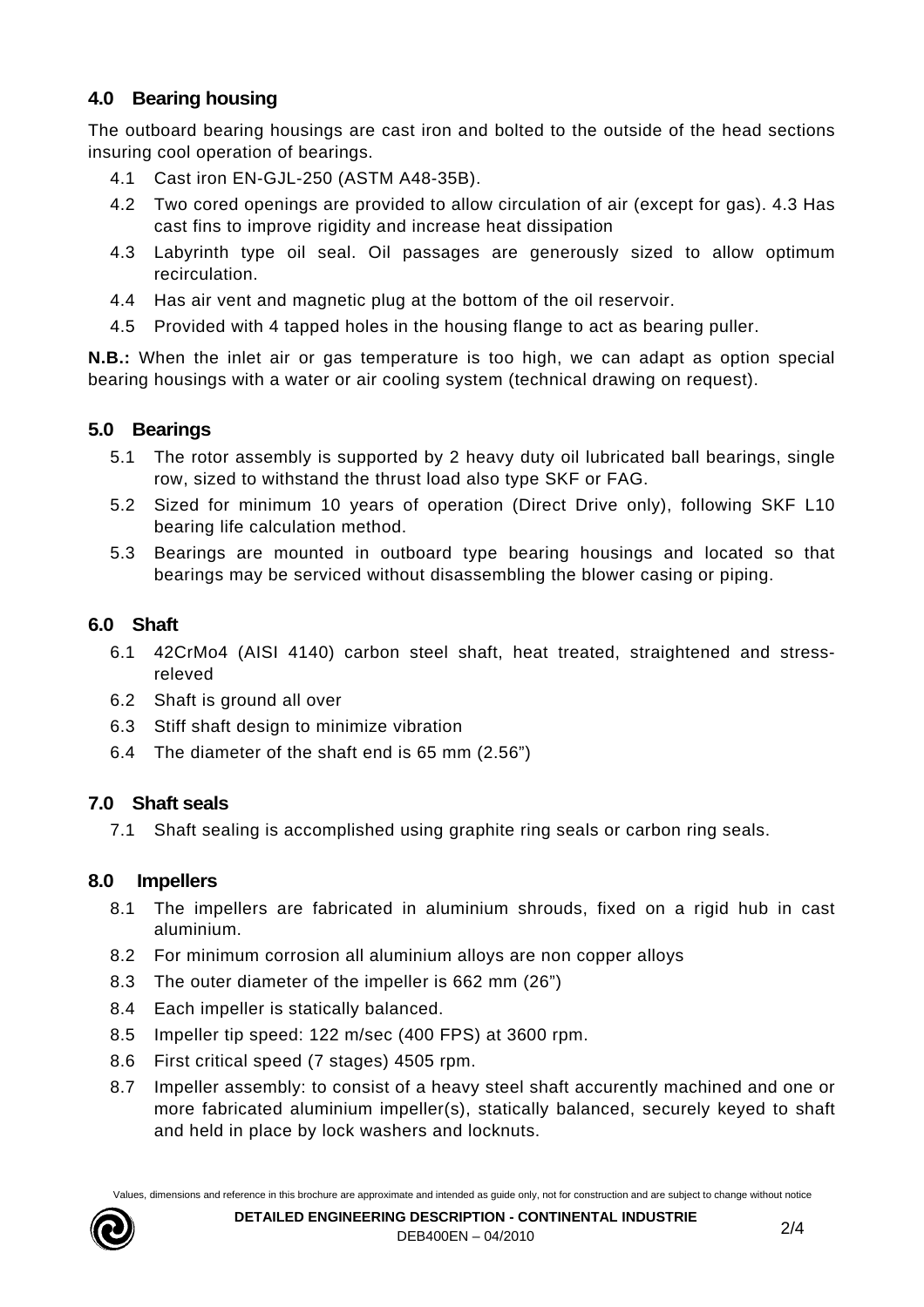## 4.0 Bearing housing

The outboard bearing housings are cast iron and bolted to the outside of the head sections insuring cool operation of bearings.

4.1 Cast iron EN-GJL-250 (ASTM A48-35B).

4.2 Two cored openings are provided to allow circulation of air (except for gas). 4.3 Has cast fins to improve rigidity and increase heat dissipation

4.3 Labyrinth type oil seal. Oil passages are generously sized to allow optimum recirculation.

4.4 Has air vent and magnetic plug at the bottom of the oil reservoir.

4.5 Provided with 4 tapped holes in the housing flange to act as bearing puller.

**N.B.:** When the inlet air or gas temperature is too high, we can adapt as option special bearing housings with a water or air cooling system (technical drawing on request).

## 5.0 Bearings

5.1 The rotor assembly is supported by 2 heavy duty oil lubricated ball bearings, single row, sized to withstand the thrust load also type SKF or FAG.

5.2 Sized for minimum 10 years of operation (Direct Drive only), following SKF L10 bearing life calculation method.

5.3 Bearings are mounted in outboard type bearing housings and located so that bearings may be serviced without disassembling the blower casing or piping.

## 6.0 Shaft

6.1 42CrMo4 (AISI 4140) carbon steel shaft, heat treated, straightened and stress-releved

6.2 Shaft is ground all over

6.3 Stiff shaft design to minimize vibration

6.4 The diameter of the shaft end is 65 mm (2.56")

## 7.0 Shaft seals

7.1 Shaft sealing is accomplished using graphite ring seals or carbon ring seals.

## 8.0 Impellers

8.1 The impellers are fabricated in aluminium shrouds, fixed on a rigid hub in cast aluminium.

8.2 For minimum corrosion all aluminium alloys are non copper alloys

8.3 The outer diameter of the impeller is 662 mm (26")

8.4 Each impeller is statically balanced.

8.5 Impeller tip speed: 122 m/sec (400 FPS) at 3600 rpm.

8.6 First critical speed (7 stages) 4505 rpm.

8.7 Impeller assembly: to consist of a heavy steel shaft accurently machined and one or more fabricated aluminium impeller(s), statically balanced, securely keyed to shaft and held in place by lock washers and locknuts.

Values, dimensions and reference in this brochure are approximate and intended as guide only, not for construction and are subject to change without notice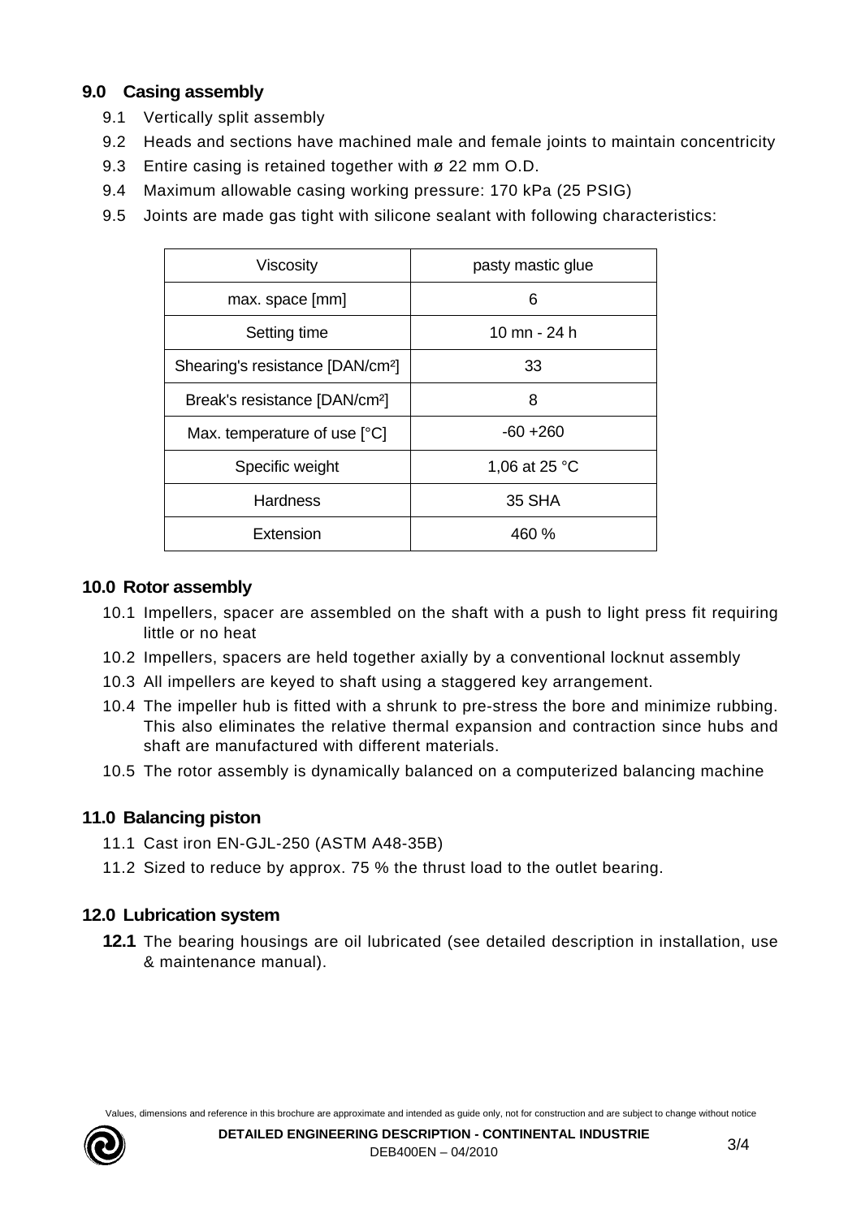## 9.0 Casing assembly

9.1 Vertically split assembly

9.2 Heads and sections have machined male and female joints to maintain concentricity

9.3 Entire casing is retained together with ø 22 mm O.D.

9.4 Maximum allowable casing working pressure: 170 kPa (25 PSIG)

9.5 Joints are made gas tight with silicone sealant with following characteristics:

| Viscosity | pasty mastic glue |
|---|---|
| max. space [mm] | 6 |
| Setting time | 10 mn - 24 h |
| Shearing's resistance [DAN/cm²] | 33 |
| Break's resistance [DAN/cm²] | 8 |
| Max. temperature of use [°C] | -60 +260 |
| Specific weight | 1,06 at 25 °C |
| Hardness | 35 SHA |
| Extension | 460 % |

## 10.0 Rotor assembly

10.1 Impellers, spacer are assembled on the shaft with a push to light press fit requiring little or no heat

10.2 Impellers, spacers are held together axially by a conventional locknut assembly

10.3 All impellers are keyed to shaft using a staggered key arrangement.

10.4 The impeller hub is fitted with a shrunk to pre-stress the bore and minimize rubbing. This also eliminates the relative thermal expansion and contraction since hubs and shaft are manufactured with different materials.

10.5 The rotor assembly is dynamically balanced on a computerized balancing machine

## 11.0 Balancing piston

11.1 Cast iron EN-GJL-250 (ASTM A48-35B)

11.2 Sized to reduce by approx. 75 % the thrust load to the outlet bearing.

## 12.0 Lubrication system

**12.1** The bearing housings are oil lubricated (see detailed description in installation, use & maintenance manual).

Values, dimensions and reference in this brochure are approximate and intended as guide only, not for construction and are subject to change without notice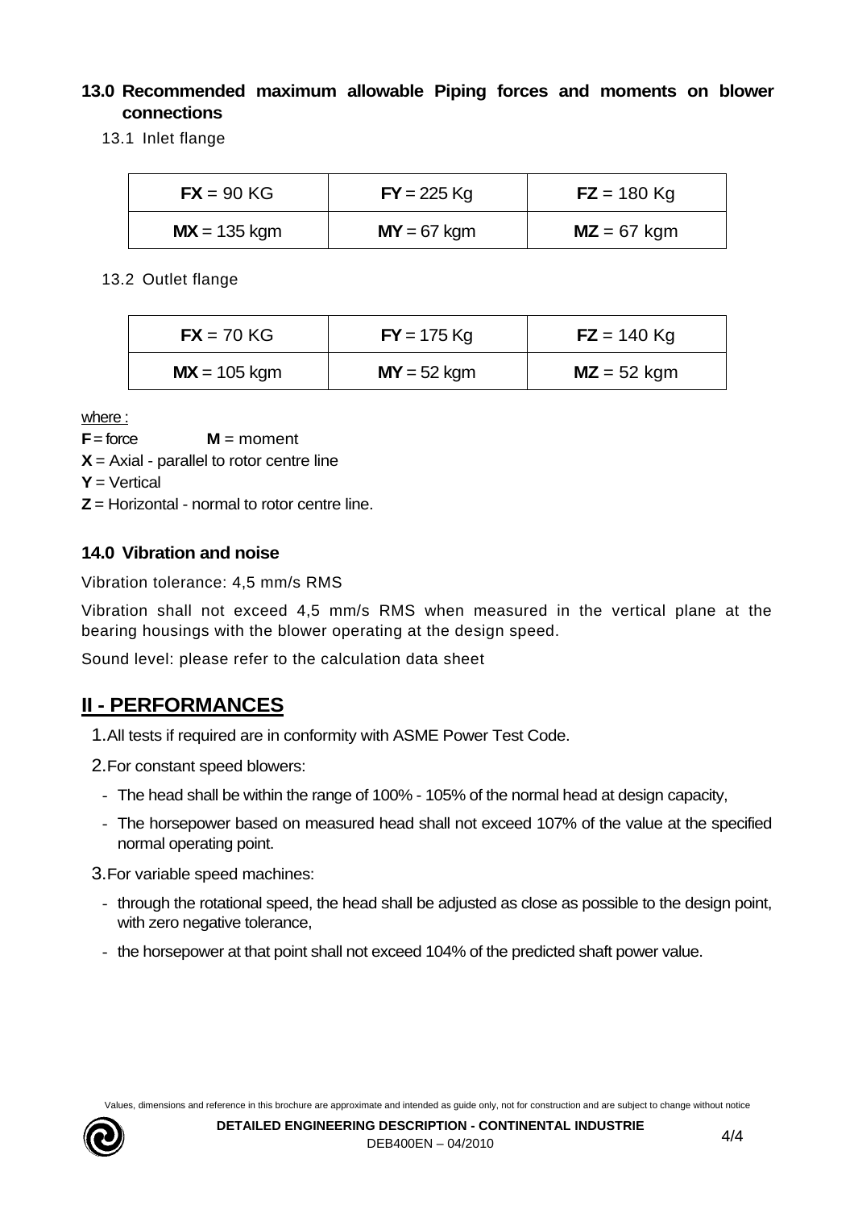## 13.0 Recommended maximum allowable Piping forces and moments on blower connections

13.1 Inlet flange

| | | |
|---|---|---|
| **FX** = 90 KG | **FY** = 225 Kg | **FZ** = 180 Kg |
| **MX** = 135 kgm | **MY** = 67 kgm | **MZ** = 67 kgm |

13.2 Outlet flange

| | | |
|---|---|---|
| **FX** = 70 KG | **FY** = 175 Kg | **FZ** = 140 Kg |
| **MX** = 105 kgm | **MY** = 52 kgm | **MZ** = 52 kgm |

where :

**F** = force **M** = moment

**X** = Axial - parallel to rotor centre line

**Y** = Vertical

**Z** = Horizontal - normal to rotor centre line.

## 14.0 Vibration and noise

Vibration tolerance: 4,5 mm/s RMS

Vibration shall not exceed 4,5 mm/s RMS when measured in the vertical plane at the bearing housings with the blower operating at the design speed.

Sound level: please refer to the calculation data sheet

# II - PERFORMANCES

1. All tests if required are in conformity with ASME Power Test Code.

2. For constant speed blowers:
   - The head shall be within the range of 100% - 105% of the normal head at design capacity,
   - The horsepower based on measured head shall not exceed 107% of the value at the specified normal operating point.

3. For variable speed machines:
   - through the rotational speed, the head shall be adjusted as close as possible to the design point, with zero negative tolerance,
   - the horsepower at that point shall not exceed 104% of the predicted shaft power value.

Values, dimensions and reference in this brochure are approximate and intended as guide only, not for construction and are subject to change without notice

**DETAILED ENGINEERING DESCRIPTION - CONTINENTAL INDUSTRIE**
DEB400EN – 04/2010